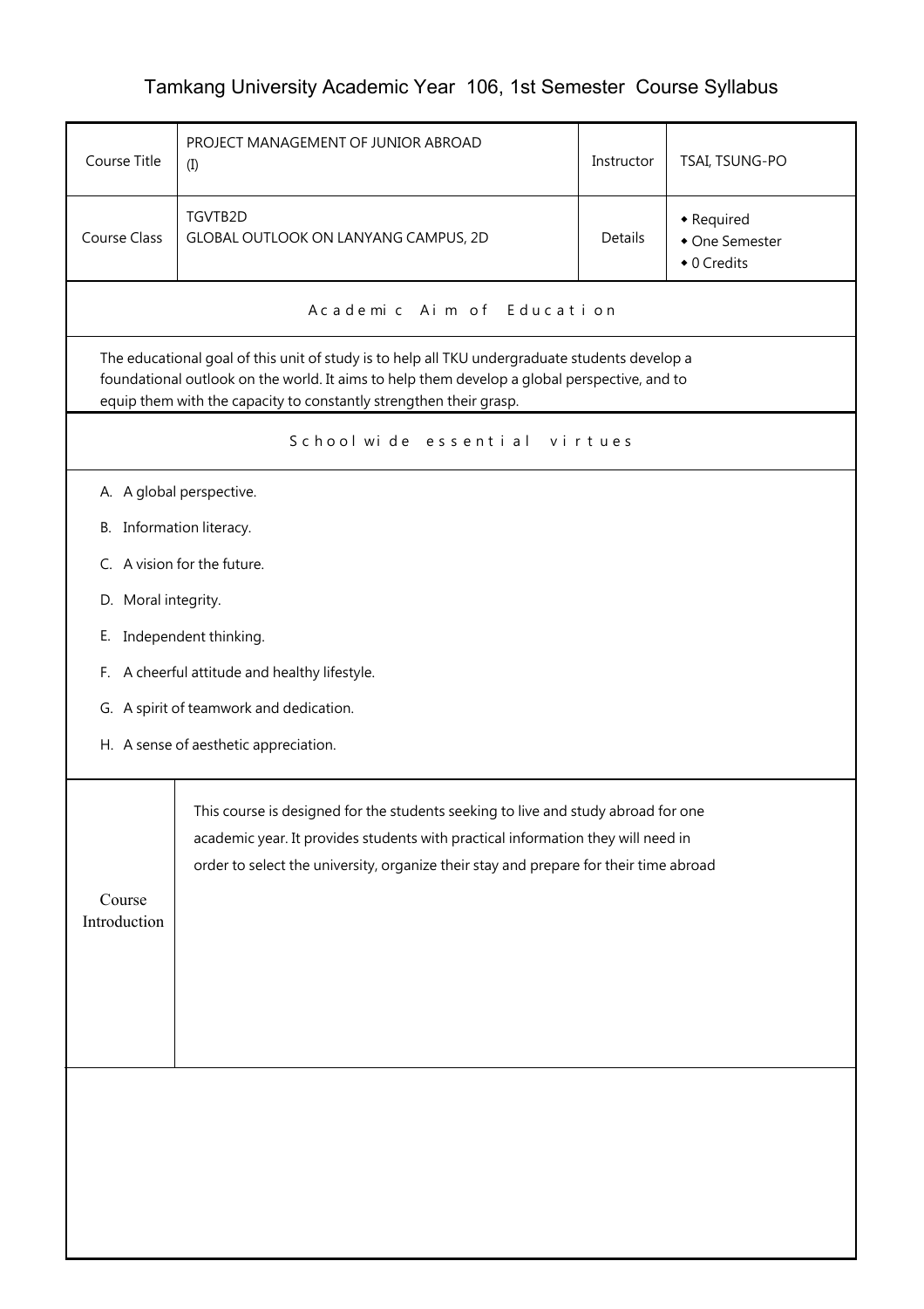# Tamkang University Academic Year 106, 1st Semester Course Syllabus

| Course Title | PROJECT MANAGEMENT OF JUNIOR ABROAD (I) | Instructor | TSAI, TSUNG-PO |
| --- | --- | --- | --- |
| Course Class | TGVTB2D<br>GLOBAL OUTLOOK ON LANYANG CAMPUS, 2D | Details | ◆ Required<br>◆ One Semester<br>◆ 0 Credits |

## Academic Aim of Education

The educational goal of this unit of study is to help all TKU undergraduate students develop a foundational outlook on the world. It aims to help them develop a global perspective, and to equip them with the capacity to constantly strengthen their grasp.

## Schoolwide essential virtues

A. A global perspective.

B. Information literacy.

C. A vision for the future.

D. Moral integrity.

E. Independent thinking.

F. A cheerful attitude and healthy lifestyle.

G. A spirit of teamwork and dedication.

H. A sense of aesthetic appreciation.

## Course Introduction

This course is designed for the students seeking to live and study abroad for one academic year. It provides students with practical information they will need in order to select the university, organize their stay and prepare for their time abroad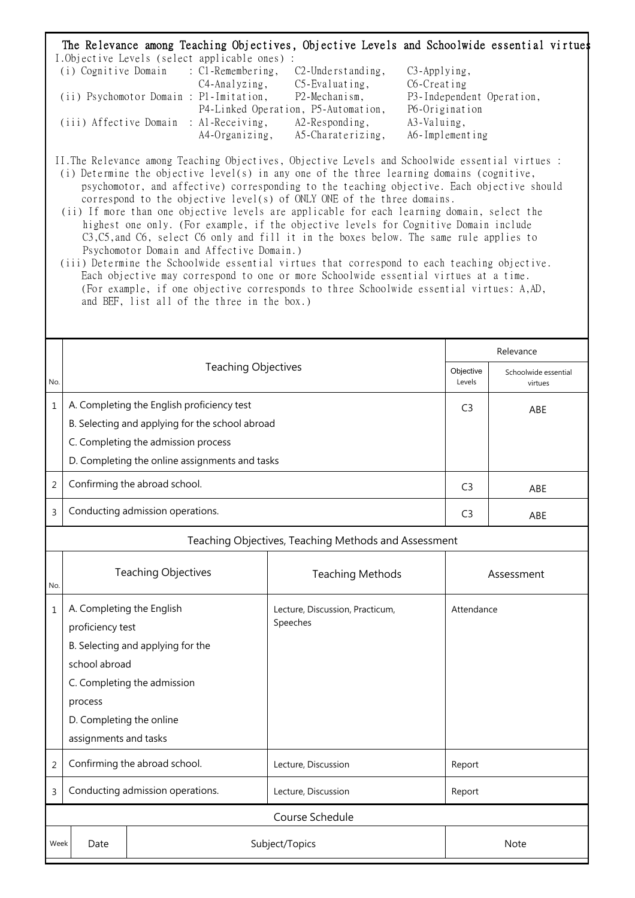## The Relevance among Teaching Objectives, Objective Levels and Schoolwide essential virtues

I.Objective Levels (select applicable ones) :

(i) Cognitive Domain : C1-Remembering, C2-Understanding, C3-Applying, C4-Analyzing, C5-Evaluating, C6-Creating

(ii) Psychomotor Domain : P1-Imitation, P2-Mechanism, P3-Independent Operation, P4-Linked Operation, P5-Automation, P6-Origination

(iii) Affective Domain : A1-Receiving, A2-Responding, A3-Valuing, A4-Organizing, A5-Charaterizing, A6-Implementing

II.The Relevance among Teaching Objectives, Objective Levels and Schoolwide essential virtues :

(i) Determine the objective level(s) in any one of the three learning domains (cognitive, psychomotor, and affective) corresponding to the teaching objective. Each objective should correspond to the objective level(s) of ONLY ONE of the three domains.

(ii) If more than one objective levels are applicable for each learning domain, select the highest one only. (For example, if the objective levels for Cognitive Domain include C3,C5,and C6, select C6 only and fill it in the boxes below. The same rule applies to Psychomotor Domain and Affective Domain.)

(iii) Determine the Schoolwide essential virtues that correspond to each teaching objective. Each objective may correspond to one or more Schoolwide essential virtues at a time. (For example, if one objective corresponds to three Schoolwide essential virtues: A,AD, and BEF, list all of the three in the box.)

| No. | Teaching Objectives | Relevance | |
|---|---|---|---|
| | | Objective Levels | Schoolwide essential virtues |
| 1 | A. Completing the English proficiency test<br>B. Selecting and applying for the school abroad<br>C. Completing the admission process<br>D. Completing the online assignments and tasks | C3 | ABE |
| 2 | Confirming the abroad school. | C3 | ABE |
| 3 | Conducting admission operations. | C3 | ABE |

### Teaching Objectives, Teaching Methods and Assessment

| No. | Teaching Objectives | Teaching Methods | Assessment |
|---|---|---|---|
| 1 | A. Completing the English proficiency test<br>B. Selecting and applying for the school abroad<br>C. Completing the admission process<br>D. Completing the online assignments and tasks | Lecture, Discussion, Practicum, Speeches | Attendance |
| 2 | Confirming the abroad school. | Lecture, Discussion | Report |
| 3 | Conducting admission operations. | Lecture, Discussion | Report |

### Course Schedule

| Week | Date | Subject/Topics | Note |
|---|---|---|---|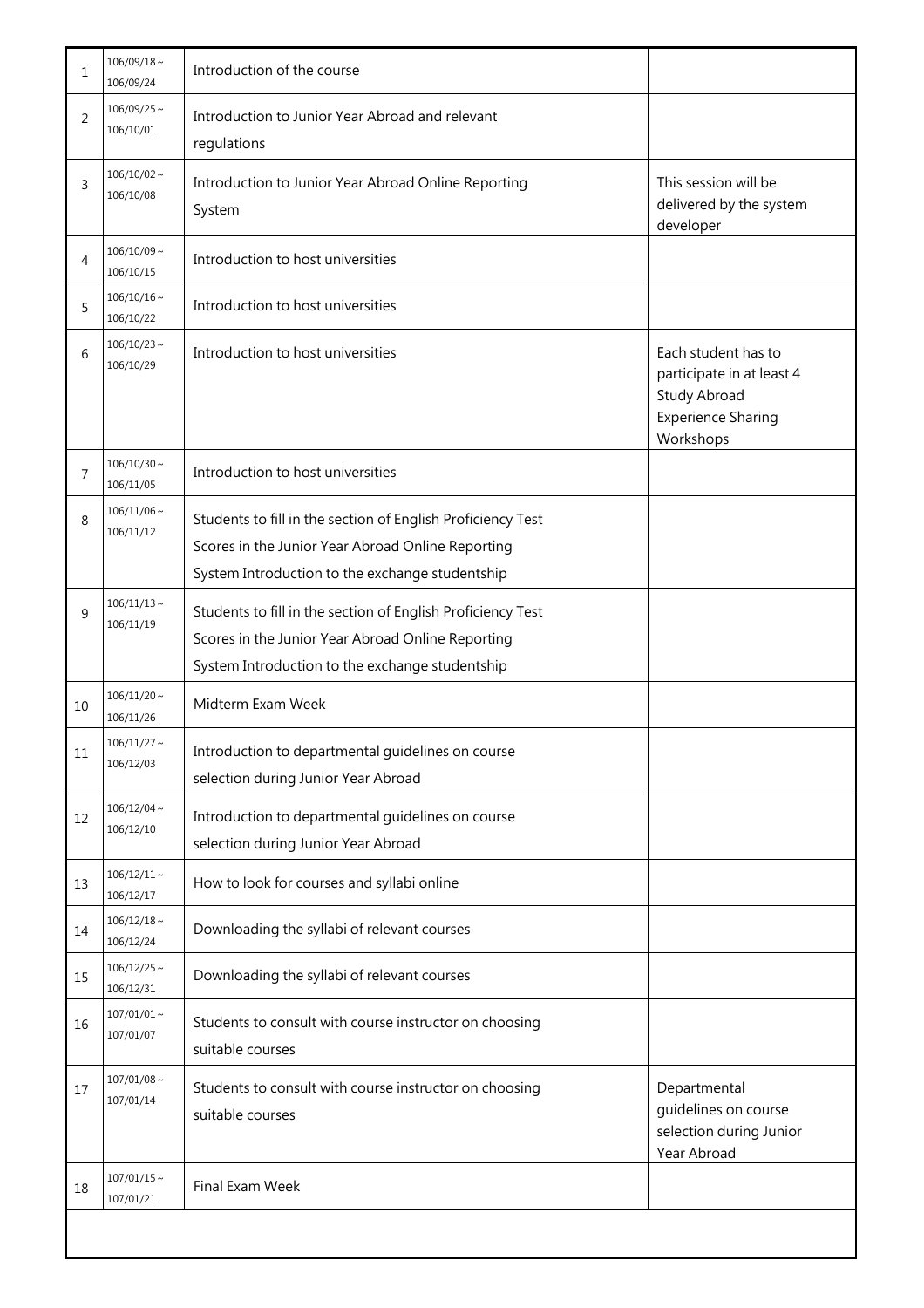| | | | |
|---|---|---|---|
| 1 | 106/09/18～106/09/24 | Introduction of the course | |
| 2 | 106/09/25～106/10/01 | Introduction to Junior Year Abroad and relevant regulations | |
| 3 | 106/10/02～106/10/08 | Introduction to Junior Year Abroad Online Reporting System | This session will be delivered by the system developer |
| 4 | 106/10/09～106/10/15 | Introduction to host universities | |
| 5 | 106/10/16～106/10/22 | Introduction to host universities | |
| 6 | 106/10/23～106/10/29 | Introduction to host universities | Each student has to participate in at least 4 Study Abroad Experience Sharing Workshops |
| 7 | 106/10/30～106/11/05 | Introduction to host universities | |
| 8 | 106/11/06～106/11/12 | Students to fill in the section of English Proficiency Test Scores in the Junior Year Abroad Online Reporting System Introduction to the exchange studentship | |
| 9 | 106/11/13～106/11/19 | Students to fill in the section of English Proficiency Test Scores in the Junior Year Abroad Online Reporting System Introduction to the exchange studentship | |
| 10 | 106/11/20～106/11/26 | Midterm Exam Week | |
| 11 | 106/11/27～106/12/03 | Introduction to departmental guidelines on course selection during Junior Year Abroad | |
| 12 | 106/12/04～106/12/10 | Introduction to departmental guidelines on course selection during Junior Year Abroad | |
| 13 | 106/12/11～106/12/17 | How to look for courses and syllabi online | |
| 14 | 106/12/18～106/12/24 | Downloading the syllabi of relevant courses | |
| 15 | 106/12/25～106/12/31 | Downloading the syllabi of relevant courses | |
| 16 | 107/01/01～107/01/07 | Students to consult with course instructor on choosing suitable courses | |
| 17 | 107/01/08～107/01/14 | Students to consult with course instructor on choosing suitable courses | Departmental guidelines on course selection during Junior Year Abroad |
| 18 | 107/01/15～107/01/21 | Final Exam Week | |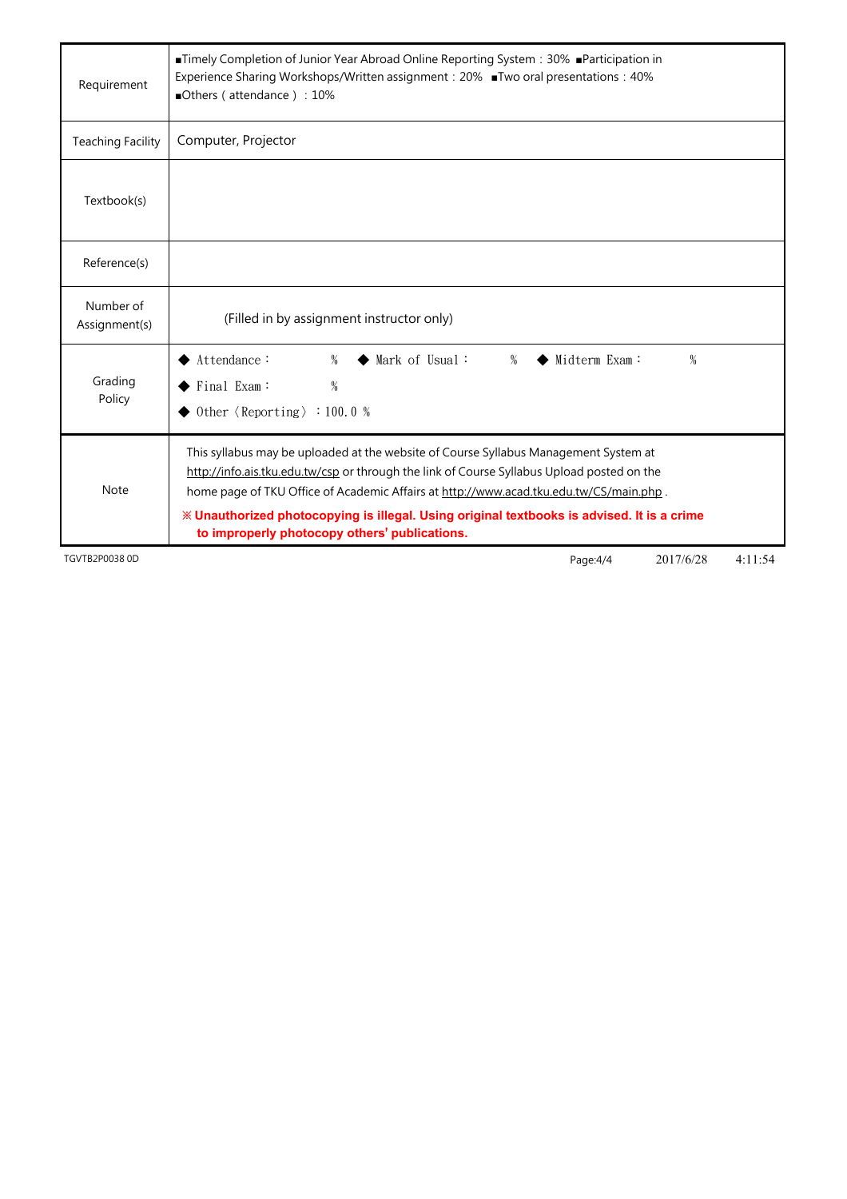| | |
|---|---|
| Requirement | ■Timely Completion of Junior Year Abroad Online Reporting System：30% ■Participation in Experience Sharing Workshops/Written assignment：20% ■Two oral presentations：40% ■Others（attendance）：10% |
| Teaching Facility | Computer, Projector |
| Textbook(s) | |
| Reference(s) | |
| Number of Assignment(s) | (Filled in by assignment instructor only) |
| Grading Policy | ◆ Attendance： % ◆ Mark of Usual： % ◆ Midterm Exam： %<br>◆ Final Exam： %<br>◆ Other〈Reporting〉：100.0 % |
| Note | This syllabus may be uploaded at the website of Course Syllabus Management System at http://info.ais.tku.edu.tw/csp or through the link of Course Syllabus Upload posted on the home page of TKU Office of Academic Affairs at http://www.acad.tku.edu.tw/CS/main.php .<br>**※ Unauthorized photocopying is illegal. Using original textbooks is advised. It is a crime to improperly photocopy others' publications.** |

TGVTB2P0038 0D 2017/6/28 4:11:54